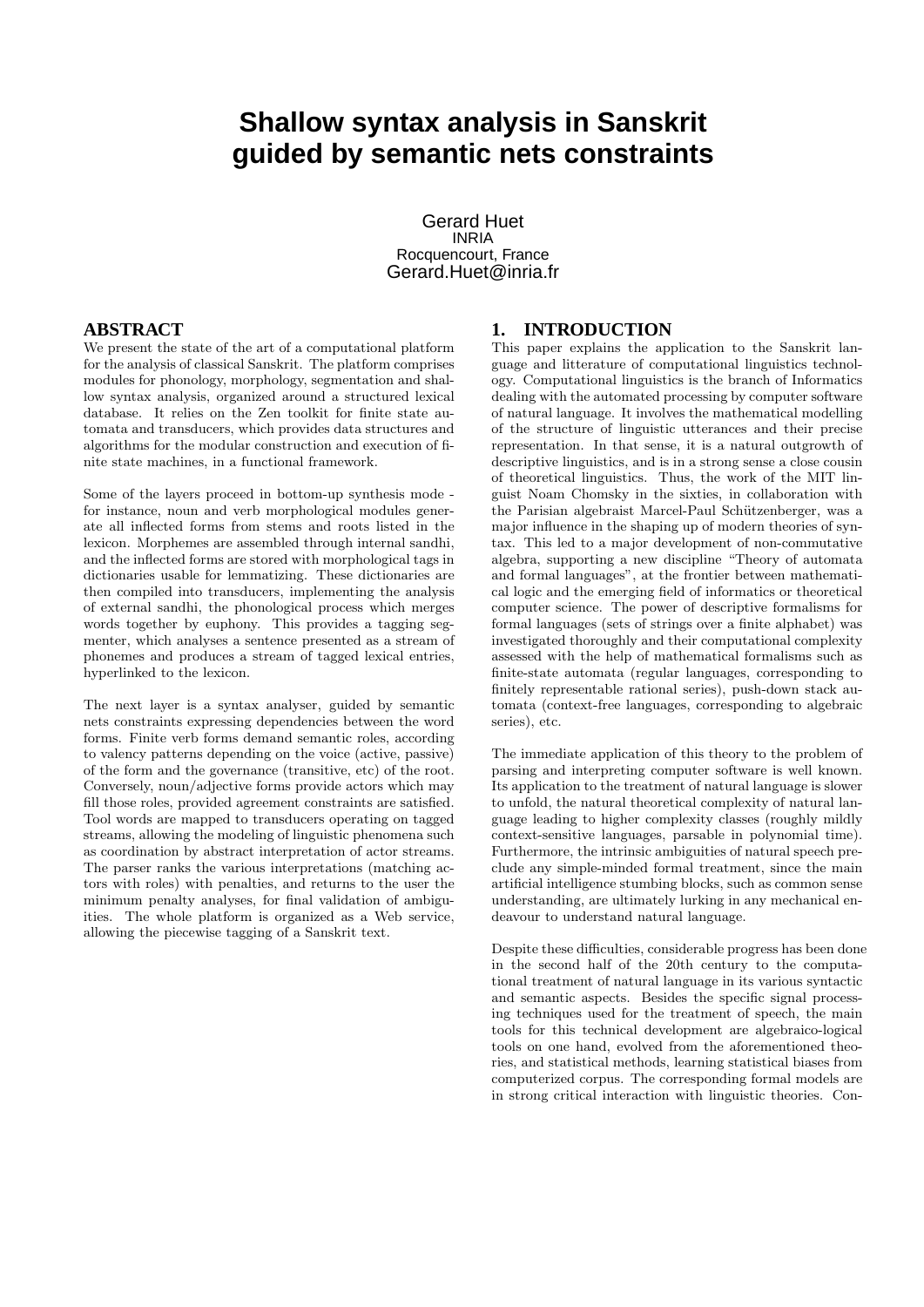# Shallow syntax analysis in Sanskrit guided by semantic nets constraints

Gerard Huet
INRIA
Rocquencourt, France
Gerard.Huet@inria.fr

## ABSTRACT

We present the state of the art of a computational platform for the analysis of classical Sanskrit. The platform comprises modules for phonology, morphology, segmentation and shallow syntax analysis, organized around a structured lexical database. It relies on the Zen toolkit for finite state automata and transducers, which provides data structures and algorithms for the modular construction and execution of finite state machines, in a functional framework.

Some of the layers proceed in bottom-up synthesis mode - for instance, noun and verb morphological modules generate all inflected forms from stems and roots listed in the lexicon. Morphemes are assembled through internal sandhi, and the inflected forms are stored with morphological tags in dictionaries usable for lemmatizing. These dictionaries are then compiled into transducers, implementing the analysis of external sandhi, the phonological process which merges words together by euphony. This provides a tagging segmenter, which analyses a sentence presented as a stream of phonemes and produces a stream of tagged lexical entries, hyperlinked to the lexicon.

The next layer is a syntax analyser, guided by semantic nets constraints expressing dependencies between the word forms. Finite verb forms demand semantic roles, according to valency patterns depending on the voice (active, passive) of the form and the governance (transitive, etc) of the root. Conversely, noun/adjective forms provide actors which may fill those roles, provided agreement constraints are satisfied. Tool words are mapped to transducers operating on tagged streams, allowing the modeling of linguistic phenomena such as coordination by abstract interpretation of actor streams. The parser ranks the various interpretations (matching actors with roles) with penalties, and returns to the user the minimum penalty analyses, for final validation of ambiguities. The whole platform is organized as a Web service, allowing the piecewise tagging of a Sanskrit text.

## 1. INTRODUCTION

This paper explains the application to the Sanskrit language and litterature of computational linguistics technology. Computational linguistics is the branch of Informatics dealing with the automated processing by computer software of natural language. It involves the mathematical modelling of the structure of linguistic utterances and their precise representation. In that sense, it is a natural outgrowth of descriptive linguistics, and is in a strong sense a close cousin of theoretical linguistics. Thus, the work of the MIT linguist Noam Chomsky in the sixties, in collaboration with the Parisian algebraist Marcel-Paul Schützenberger, was a major influence in the shaping up of modern theories of syntax. This led to a major development of non-commutative algebra, supporting a new discipline "Theory of automata and formal languages", at the frontier between mathematical logic and the emerging field of informatics or theoretical computer science. The power of descriptive formalisms for formal languages (sets of strings over a finite alphabet) was investigated thoroughly and their computational complexity assessed with the help of mathematical formalisms such as finite-state automata (regular languages, corresponding to finitely representable rational series), push-down stack automata (context-free languages, corresponding to algebraic series), etc.

The immediate application of this theory to the problem of parsing and interpreting computer software is well known. Its application to the treatment of natural language is slower to unfold, the natural theoretical complexity of natural language leading to higher complexity classes (roughly mildly context-sensitive languages, parsable in polynomial time). Furthermore, the intrinsic ambiguities of natural speech preclude any simple-minded formal treatment, since the main artificial intelligence stumbling blocks, such as common sense understanding, are ultimately lurking in any mechanical endeavour to understand natural language.

Despite these difficulties, considerable progress has been done in the second half of the 20th century to the computational treatment of natural language in its various syntactic and semantic aspects. Besides the specific signal processing techniques used for the treatment of speech, the main tools for this technical development are algebraico-logical tools on one hand, evolved from the aforementioned theories, and statistical methods, learning statistical biases from computerized corpus. The corresponding formal models are in strong critical interaction with linguistic theories. Con-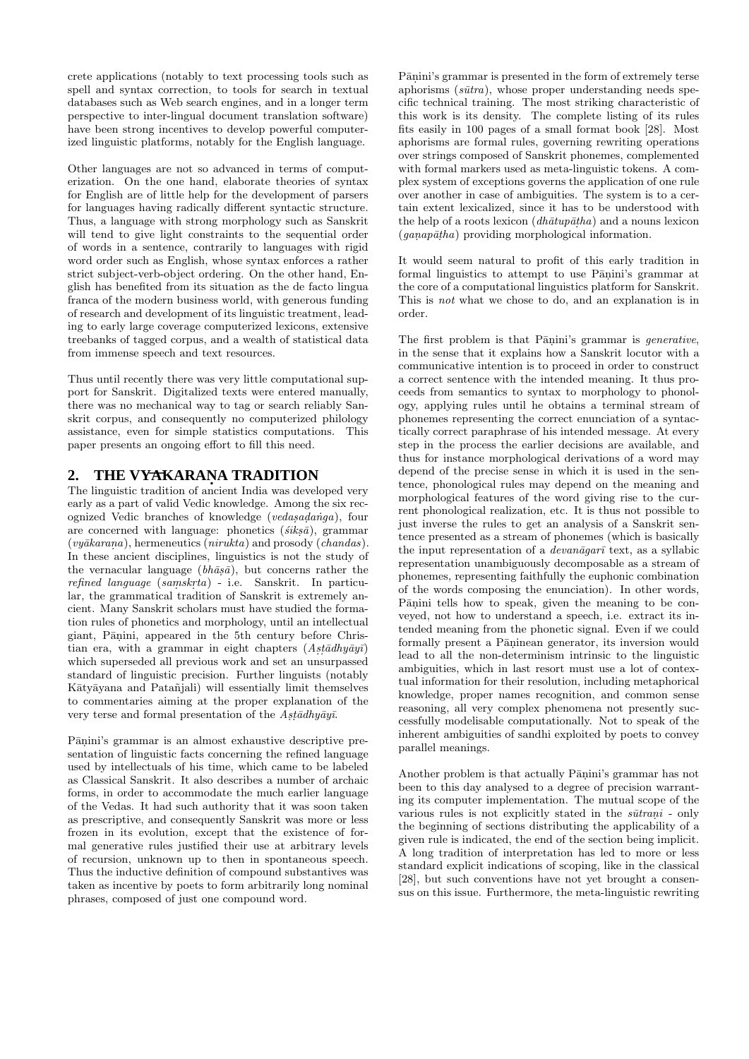crete applications (notably to text processing tools such as spell and syntax correction, to tools for search in textual databases such as Web search engines, and in a longer term perspective to inter-lingual document translation software) have been strong incentives to develop powerful computerized linguistic platforms, notably for the English language.

Other languages are not so advanced in terms of computerization. On the one hand, elaborate theories of syntax for English are of little help for the development of parsers for languages having radically different syntactic structure. Thus, a language with strong morphology such as Sanskrit will tend to give light constraints to the sequential order of words in a sentence, contrarily to languages with rigid word order such as English, whose syntax enforces a rather strict subject-verb-object ordering. On the other hand, English has benefited from its situation as the de facto lingua franca of the modern business world, with generous funding of research and development of its linguistic treatment, leading to early large coverage computerized lexicons, extensive treebanks of tagged corpus, and a wealth of statistical data from immense speech and text resources.

Thus until recently there was very little computational support for Sanskrit. Digitalized texts were entered manually, there was no mechanical way to tag or search reliably Sanskrit corpus, and consequently no computerized philology assistance, even for simple statistics computations. This paper presents an ongoing effort to fill this need.

## 2. THE VYĀKARAṆA TRADITION

The linguistic tradition of ancient India was developed very early as a part of valid Vedic knowledge. Among the six recognized Vedic branches of knowledge (*vedaṣaḍaṅga*), four are concerned with language: phonetics (*śikṣā*), grammar (*vyākaraṇa*), hermeneutics (*nirukta*) and prosody (*chandas*). In these ancient disciplines, linguistics is not the study of the vernacular language (*bhāṣā*), but concerns rather the *refined language* (*saṃskṛta*) - i.e. Sanskrit. In particular, the grammatical tradition of Sanskrit is extremely ancient. Many Sanskrit scholars must have studied the formation rules of phonetics and morphology, until an intellectual giant, Pāṇini, appeared in the 5th century before Christian era, with a grammar in eight chapters (*Aṣṭādhyāyī*) which superseded all previous work and set an unsurpassed standard of linguistic precision. Further linguists (notably Kātyāyana and Patañjali) will essentially limit themselves to commentaries aiming at the proper explanation of the very terse and formal presentation of the *Aṣṭādhyāyī*.

Pāṇini's grammar is an almost exhaustive descriptive presentation of linguistic facts concerning the refined language used by intellectuals of his time, which came to be labeled as Classical Sanskrit. It also describes a number of archaic forms, in order to accommodate the much earlier language of the Vedas. It had such authority that it was soon taken as prescriptive, and consequently Sanskrit was more or less frozen in its evolution, except that the existence of formal generative rules justified their use at arbitrary levels of recursion, unknown up to then in spontaneous speech. Thus the inductive definition of compound substantives was taken as incentive by poets to form arbitrarily long nominal phrases, composed of just one compound word.

Pāṇini's grammar is presented in the form of extremely terse aphorisms (*sūtra*), whose proper understanding needs specific technical training. The most striking characteristic of this work is its density. The complete listing of its rules fits easily in 100 pages of a small format book [28]. Most aphorisms are formal rules, governing rewriting operations over strings composed of Sanskrit phonemes, complemented with formal markers used as meta-linguistic tokens. A complex system of exceptions governs the application of one rule over another in case of ambiguities. The system is to a certain extent lexicalized, since it has to be understood with the help of a roots lexicon (*dhātupāṭha*) and a nouns lexicon (*gaṇapāṭha*) providing morphological information.

It would seem natural to profit of this early tradition in formal linguistics to attempt to use Pāṇini's grammar at the core of a computational linguistics platform for Sanskrit. This is *not* what we chose to do, and an explanation is in order.

The first problem is that Pāṇini's grammar is *generative*, in the sense that it explains how a Sanskrit locutor with a communicative intention is to proceed in order to construct a correct sentence with the intended meaning. It thus proceeds from semantics to syntax to morphology to phonology, applying rules until he obtains a terminal stream of phonemes representing the correct enunciation of a syntactically correct paraphrase of his intended message. At every step in the process the earlier decisions are available, and thus for instance morphological derivations of a word may depend of the precise sense in which it is used in the sentence, phonological rules may depend on the meaning and morphological features of the word giving rise to the current phonological realization, etc. It is thus not possible to just inverse the rules to get an analysis of a Sanskrit sentence presented as a stream of phonemes (which is basically the input representation of a *devanāgarī* text, as a syllabic representation unambiguously decomposable as a stream of phonemes, representing faithfully the euphonic combination of the words composing the enunciation). In other words, Pāṇini tells how to speak, given the meaning to be conveyed, not how to understand a speech, i.e. extract its intended meaning from the phonetic signal. Even if we could formally present a Pāṇinean generator, its inversion would lead to all the non-determinism intrinsic to the linguistic ambiguities, which in last resort must use a lot of contextual information for their resolution, including metaphorical knowledge, proper names recognition, and common sense reasoning, all very complex phenomena not presently successfully modelisable computationally. Not to speak of the inherent ambiguities of sandhi exploited by poets to convey parallel meanings.

Another problem is that actually Pāṇini's grammar has not been to this day analysed to a degree of precision warranting its computer implementation. The mutual scope of the various rules is not explicitly stated in the *sūtraṇi* - only the beginning of sections distributing the applicability of a given rule is indicated, the end of the section being implicit. A long tradition of interpretation has led to more or less standard explicit indications of scoping, like in the classical [28], but such conventions have not yet brought a consensus on this issue. Furthermore, the meta-linguistic rewriting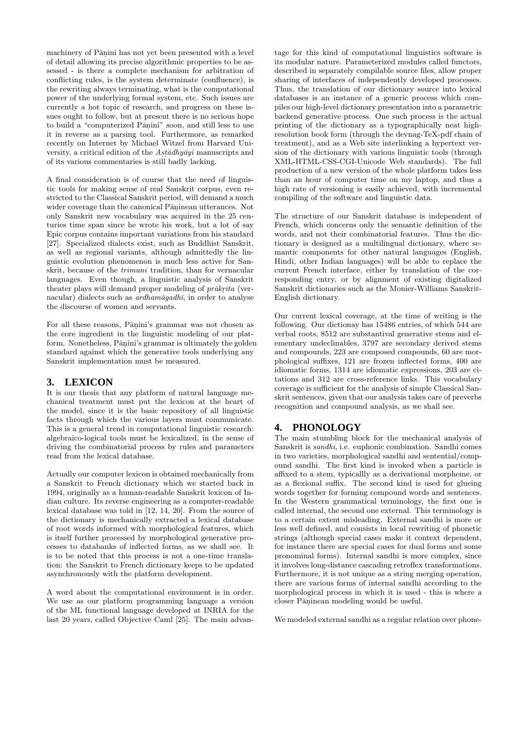machinery of Pāṇini has not yet been presented with a level of detail allowing its precise algorithmic properties to be assessed - is there a complete mechanism for arbitration of conflicting rules, is the system determinate (confluence), is the rewriting always terminating, what is the computational power of the underlying formal system, etc. Such issues are currently a hot topic of research, and progress on these issues ought to follow, but at present there is no serious hope to build a "computerized Pāṇini" soon, and still less to use it in reverse as a parsing tool. Furthermore, as remarked recently on Internet by Michael Witzel from Harvard University, a critical edition of the *Aṣṭādhyāyī* manuscripts and of its various commentaries is still badly lacking.

A final consideration is of course that the need of linguistic tools for making sense of real Sanskrit corpus, even restricted to the Classical Sanskrit period, will demand a much wider coverage than the canonical Pāṇinean utterances. Not only Sanskrit new vocabulary was acquired in the 25 centuries time span since he wrote his work, but a lot of say Epic corpus contains important variations from his standard [27]. Specialized dialects exist, such as Buddhist Sanskrit, as well as regional variants, although admittedly the linguistic evolution phenomenon is much less active for Sanskrit, because of the *trimuni* tradition, than for vernacular languages. Even though, a linguistic analysis of Sanskrit theater plays will demand proper modeling of *prākṛita* (vernacular) dialects such as *ardhamāgadhī*, in order to analyse the discourse of women and servants.

For all these reasons, Pāṇini's grammar was not chosen as the core ingredient in the linguistic modeling of our platform. Nonetheless, Pāṇini's grammar is ultimately the golden standard against which the generative tools underlying any Sanskrit implementation must be measured.

## 3. LEXICON

It is our thesis that any platform of natural language mechanical treatment must put the lexicon at the heart of the model, since it is the basic repository of all linguistic facts through which the various layers must communicate. This is a general trend in computational linguistic research: algebraico-logical tools must be lexicalized, in the sense of driving the combinatorial process by rules and parameters read from the lexical database.

Actually our computer lexicon is obtained mechanically from a Sanskrit to French dictionary which we started back in 1994, originally as a human-readable Sanskrit lexicon of Indian culture. Its reverse engineering as a computer-readable lexical database was told in [12, 14, 20]. From the source of the dictionary is mechanically extracted a lexical database of root words informed with morphological features, which is itself further processed by morphological generative processes to databanks of inflected forms, as we shall see. It is to be noted that this process is not a one-time translation: the Sanskrit to French dictionary keeps to be updated asynchronously with the platform development.

A word about the computational environment is in order. We use as our platform programming language a version of the ML functional language developed at INRIA for the last 20 years, called Objective Caml [25]. The main advantage for this kind of computational linguistics software is its modular nature. Parameterized modules called functors, described in separately compilable source files, allow proper sharing of interfaces of independently developed processes. Thus, the translation of our dictionary source into lexical databases is an instance of a generic process which compiles our high-level dictionary presentation into a parametric backend generative process. One such process is the actual printing of the dictionary as a typographically neat high-resolution book form (through the devnag-TeX-pdf chain of treatment), and as a Web site interlinking a hypertext version of the dictionary with various linguistic tools (through XML-HTML-CSS-CGI-Unicode Web standards). The full production of a new version of the whole platform takes less than an hour of computer time on my laptop, and thus a high rate of versioning is easily achieved, with incremental compiling of the software and linguistic data.

The structure of our Sanskrit database is independent of French, which concerns only the semantic definition of the words, and not their combinatorial features. Thus the dictionary is designed as a multilingual dictionary, where semantic components for other natural languages (English, Hindi, other Indian languages) will be able to replace the current French interface, either by translation of the corresponding entry, or by alignment of existing digitalized Sanskrit dictionaries such as the Monier-Williams Sanskrit-English dictionary.

Our current lexical coverage, at the time of writing is the following. Our dictionay has 15486 entries, of which 544 are verbal roots, 8512 are substantival generative stems and elementary undeclinables, 3797 are secondary derived stems and compounds, 223 are composed compounds, 60 are morphological suffixes, 121 are frozen inflected forms, 400 are idiomatic forms, 1314 are idiomatic expressions, 203 are citations and 312 are cross-reference links. This vocabulary coverage is sufficient for the analysis of simple Classical Sanskrit sentences, given that our analysis takes care of preverbs recognition and compound analysis, as we shall see.

## 4. PHONOLOGY

The main stumbling block for the mechanical analysis of Sanskrit is *sandhi*, i.e. euphonic combination. Sandhi comes in two varieties, morphological sandhi and sentential/compound sandhi. The first kind is invoked when a particle is affixed to a stem, typicallly as a derivational morpheme, or as a flexional suffix. The second kind is used for glueing words together for forming compound words and sentences. In the Western grammatical terminology, the first one is called internal, the second one external. This terminology is to a certain extent misleading. External sandhi is more or less well defined, and consists in local rewriting of phonetic strings (although special cases make it context dependent, for instance there are special cases for dual forms and some pronominal forms). Internal sandhi is more complex, since it involves long-distance cascading retroflex transformations. Furthermore, it is not unique as a string merging operation, there are various forms of internal sandhi according to the morphological process in which it is used - this is where a closer Pāṇinean modeling would be useful.

We modeled external sandhi as a regular relation over phone-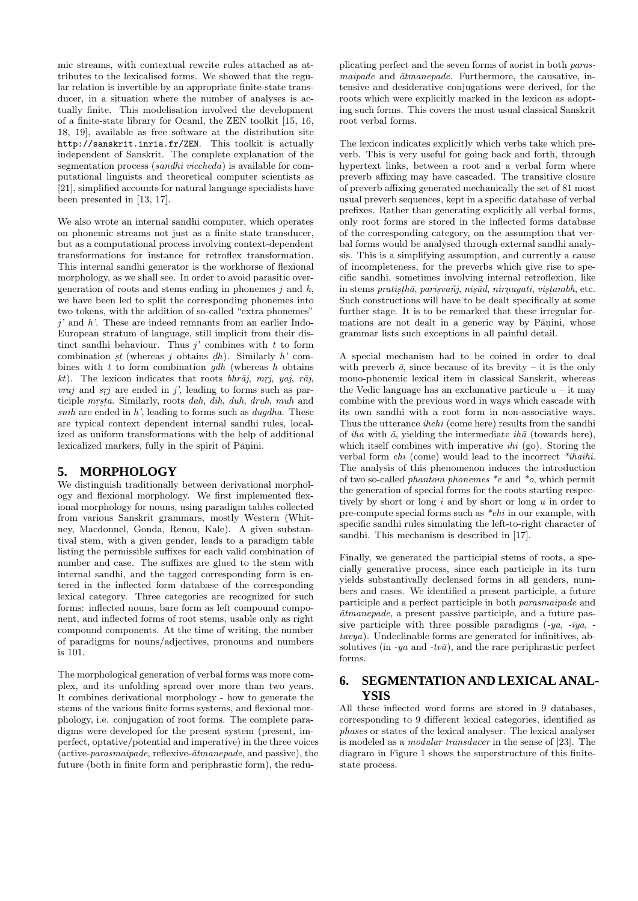mic streams, with contextual rewrite rules attached as attributes to the lexicalised forms. We showed that the regular relation is invertible by an appropriate finite-state transducer, in a situation where the number of analyses is actually finite. This modelisation involved the development of a finite-state library for Ocaml, the ZEN toolkit [15, 16, 18, 19], available as free software at the distribution site http://sanskrit.inria.fr/ZEN. This toolkit is actually independent of Sanskrit. The complete explanation of the segmentation process (*sandhi viccheda*) is available for computational linguists and theoretical computer scientists as [21], simplified accounts for natural language specialists have been presented in [13, 17].

We also wrote an internal sandhi computer, which operates on phonemic streams not just as a finite state transducer, but as a computational process involving context-dependent transformations for instance for retroflex transformation. This internal sandhi generator is the workhorse of flexional morphology, as we shall see. In order to avoid parasitic overgeneration of roots and stems ending in phonemes *j* and *h*, we have been led to split the corresponding phonemes into two tokens, with the addition of so-called "extra phonemes" *j'* and *h'*. These are indeed remnants from an earlier Indo-European stratum of language, still implicit from their distinct sandhi behaviour. Thus *j'* combines with *t* to form combination *ṣṭ* (whereas *j* obtains *ḍh*). Similarly *h'* combines with *t* to form combination *gdh* (whereas *h* obtains *kt*). The lexicon indicates that roots *bhrāj*, *mṛj*, *yaj*, *rāj*, *vraj* and *sṛj* are ended in *j'*, leading to forms such as participle *mṛṣṭa*. Similarly, roots *dah*, *dih*, *duh*, *druh*, *muh* and *snih* are ended in *h'*, leading to forms such as *dugdha*. These are typical context dependent internal sandhi rules, localized as uniform transformations with the help of additional lexicalized markers, fully in the spirit of Pāṇini.

## 5. MORPHOLOGY

We distinguish traditionally between derivational morphology and flexional morphology. We first implemented flexional morphology for nouns, using paradigm tables collected from various Sanskrit grammars, mostly Western (Whitney, Macdonnel, Gonda, Renou, Kale). A given substantival stem, with a given gender, leads to a paradigm table listing the permissible suffixes for each valid combination of number and case. The suffixes are glued to the stem with internal sandhi, and the tagged corresponding form is entered in the inflected form database of the corresponding lexical category. Three categories are recognized for such forms: inflected nouns, bare form as left compound component, and inflected forms of root stems, usable only as right compound components. At the time of writing, the number of paradigms for nouns/adjectives, pronouns and numbers is 101.

The morphological generation of verbal forms was more complex, and its unfolding spread over more than two years. It combines derivational morphology - how to generate the stems of the various finite forms systems, and flexional morphology, i.e. conjugation of root forms. The complete paradigms were developed for the present system (present, imperfect, optative/potential and imperative) in the three voices (active-*parasmaipade*, reflexive-*ātmanepade*, and passive), the future (both in finite form and periphrastic form), the reduplicating perfect and the seven forms of aorist in both *parasmaipade* and *ātmanepade*. Furthermore, the causative, intensive and desiderative conjugations were derived, for the roots which were explicitly marked in the lexicon as adopting such forms. This covers the most usual classical Sanskrit root verbal forms.

The lexicon indicates explicitly which verbs take which preverb. This is very useful for going back and forth, through hypertext links, between a root and a verbal form where preverb affixing may have cascaded. The transitive closure of preverb affixing generated mechanically the set of 81 most usual preverb sequences, kept in a specific database of verbal prefixes. Rather than generating explicitly all verbal forms, only root forms are stored in the inflected forms database of the corresponding category, on the assumption that verbal forms would be analysed through external sandhi analysis. This is a simplifying assumption, and currently a cause of incompleteness, for the preverbs which give rise to specific sandhi, sometimes involving internal retroflexion, like in stems *pratiṣṭhā*, *pariṣvañj*, *niṣūd*, *nirṇayati*, *viṣṭambh*, etc. Such constructions will have to be dealt specifically at some further stage. It is to be remarked that these irregular formations are not dealt in a generic way by Pāṇini, whose grammar lists such exceptions in all painful detail.

A special mechanism had to be coined in order to deal with preverb *ā*, since because of its brevity – it is the only mono-phonemic lexical item in classical Sanskrit, whereas the Vedic language has an exclamative particule *u* – it may combine with the previous word in ways which cascade with its own sandhi with a root form in non-associative ways. Thus the utterance *ihehi* (come here) results from the sandhi of *iha* with *ā*, yielding the intermediate *ihā* (towards here), which itself combines with imperative *ihi* (go). Storing the verbal form *ehi* (come) would lead to the incorrect *\*ihaihi*. The analysis of this phenomenon induces the introduction of two so-called *phantom phonemes \*e* and *\*o*, which permit the generation of special forms for the roots starting respectively by short or long *i* and by short or long *u* in order to pre-compute special forms such as *\*ehi* in our example, with specific sandhi rules simulating the left-to-right character of sandhi. This mechanism is described in [17].

Finally, we generated the participial stems of roots, a specially generative process, since each participle in its turn yields substantivally declensed forms in all genders, numbers and cases. We identified a present participle, a future participle and a perfect participle in both *parasmaipade* and *ātmanepade*, a present passive participle, and a future passive participle with three possible paradigms (*-ya*, *-īya*, *-tavya*). Undeclinable forms are generated for infinitives, absolutives (in *-ya* and *-tvā*), and the rare periphrastic perfect forms.

## 6. SEGMENTATION AND LEXICAL ANALYSIS

All these inflected word forms are stored in 9 databases, corresponding to 9 different lexical categories, identified as *phases* or states of the lexical analyser. The lexical analyser is modeled as a *modular transducer* in the sense of [23]. The diagram in Figure 1 shows the superstructure of this finite-state process.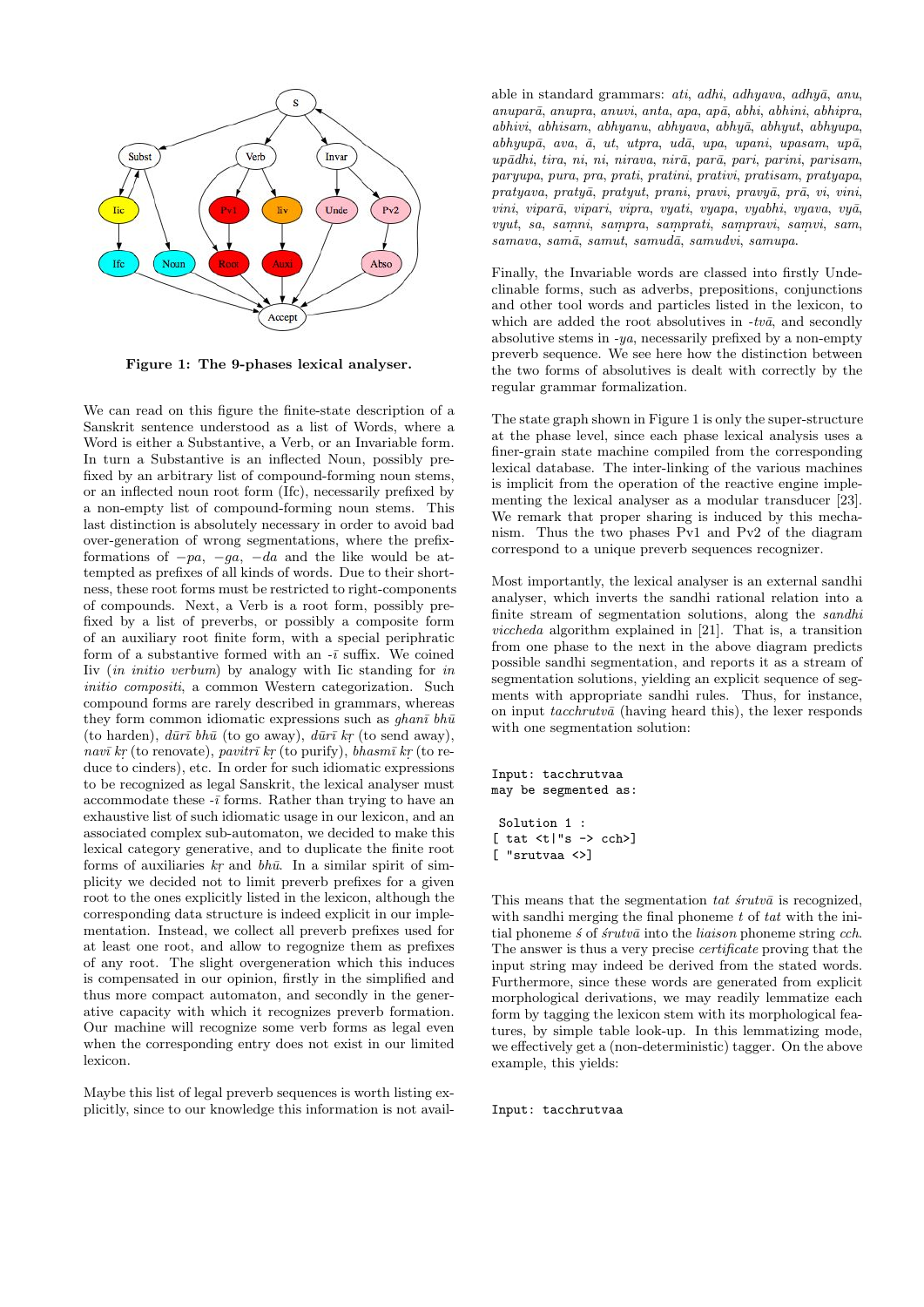**Figure 1: The 9-phases lexical analyser.**

We can read on this figure the finite-state description of a Sanskrit sentence understood as a list of Words, where a Word is either a Substantive, a Verb, or an Invariable form. In turn a Substantive is an inflected Noun, possibly prefixed by an arbitrary list of compound-forming noun stems, or an inflected noun root form (Ifc), necessarily prefixed by a non-empty list of compound-forming noun stems. This last distinction is absolutely necessary in order to avoid bad over-generation of wrong segmentations, where the prefix-formations of $-pa$, $-ga$, $-da$ and the like would be attempted as prefixes of all kinds of words. Due to their shortness, these root forms must be restricted to right-components of compounds. Next, a Verb is a root form, possibly prefixed by a list of preverbs, or possibly a composite form of an auxiliary root finite form, with a special periphrastic form of a substantive formed with an -ī suffix. We coined Iiv (*in initio verbum*) by analogy with Iic standing for *in initio compositi*, a common Western categorization. Such compound forms are rarely described in grammars, whereas they form common idiomatic expressions such as *ghanī bhū* (to harden), *dūrī bhū* (to go away), *dūrī kṛ* (to send away), *navī kṛ* (to renovate), *pavitrī kṛ* (to purify), *bhasmī kṛ* (to reduce to cinders), etc. In order for such idiomatic expressions to be recognized as legal Sanskrit, the lexical analyser must accommodate these -ī forms. Rather than trying to have an exhaustive list of such idiomatic usage in our lexicon, and an associated complex sub-automaton, we decided to make this lexical category generative, and to duplicate the finite root forms of auxiliaries *kṛ* and *bhū*. In a similar spirit of simplicity we decided not to limit preverb prefixes for a given root to the ones explicitly listed in the lexicon, although the corresponding data structure is indeed explicit in our implementation. Instead, we collect all preverb prefixes used for at least one root, and allow to regognize them as prefixes of any root. The slight overgeneration which this induces is compensated in our opinion, firstly in the simplified and thus more compact automaton, and secondly in the generative capacity with which it recognizes preverb formation. Our machine will recognize some verb forms as legal even when the corresponding entry does not exist in our limited lexicon.

Maybe this list of legal preverb sequences is worth listing explicitly, since to our knowledge this information is not available in standard grammars: *ati, adhi, adhyava, adhyā, anu, anuparā, anupra, anuvi, anta, apa, apā, abhi, abhini, abhipra, abhivi, abhisam, abhyanu, abhyava, abhyā, abhyut, abhyupa, abhyupā, ava, ā, ut, utpra, udā, upa, upani, upasam, upā, upādhi, tira, ni, ni, nirava, nirā, parā, pari, parini, parisam, paryupa, pura, pra, prati, pratini, prativi, pratisam, pratyapa, pratyava, pratyā, pratyut, prani, pravi, pravyā, prā, vi, vini, vini, viparā, vipari, vipra, vyati, vyapa, vyabhi, vyava, vyā, vyut, sa, saṃni, saṃpra, saṃprati, saṃpravi, saṃvi, sam, samava, samā, samut, samudā, samudvi, samupa.*

Finally, the Invariable words are classed into firstly Undeclinable forms, such as adverbs, prepositions, conjunctions and other tool words and particles listed in the lexicon, to which are added the root absolutives in *-tvā*, and secondly absolutive stems in *-ya*, necessarily prefixed by a non-empty preverb sequence. We see here how the distinction between the two forms of absolutives is dealt with correctly by the regular grammar formalization.

The state graph shown in Figure 1 is only the super-structure at the phase level, since each phase lexical analysis uses a finer-grain state machine compiled from the corresponding lexical database. The inter-linking of the various machines is implicit from the operation of the reactive engine implementing the lexical analyser as a modular transducer [23]. We remark that proper sharing is induced by this mechanism. Thus the two phases Pv1 and Pv2 of the diagram correspond to a unique preverb sequences recognizer.

Most importantly, the lexical analyser is an external sandhi analyser, which inverts the sandhi rational relation into a finite stream of segmentation solutions, along the *sandhi viccheda* algorithm explained in [21]. That is, a transition from one phase to the next in the above diagram predicts possible sandhi segmentation, and reports it as a stream of segmentation solutions, yielding an explicit sequence of segments with appropriate sandhi rules. Thus, for instance, on input *tacchrutvā* (having heard this), the lexer responds with one segmentation solution:

```
Input: tacchrutvaa
may be segmented as:

 Solution 1 :
[ tat <t|"s -> cch>]
[ "srutvaa <>]
```

This means that the segmentation *tat śrutvā* is recognized, with sandhi merging the final phoneme *t* of *tat* with the initial phoneme *ś* of *śrutvā* into the *liaison* phoneme string *cch*. The answer is thus a very precise *certificate* proving that the input string may indeed be derived from the stated words. Furthermore, since these words are generated from explicit morphological derivations, we may readily lemmatize each form by tagging the lexicon stem with its morphological features, by simple table look-up. In this lemmatizing mode, we effectively get a (non-deterministic) tagger. On the above example, this yields:

```
Input: tacchrutvaa
```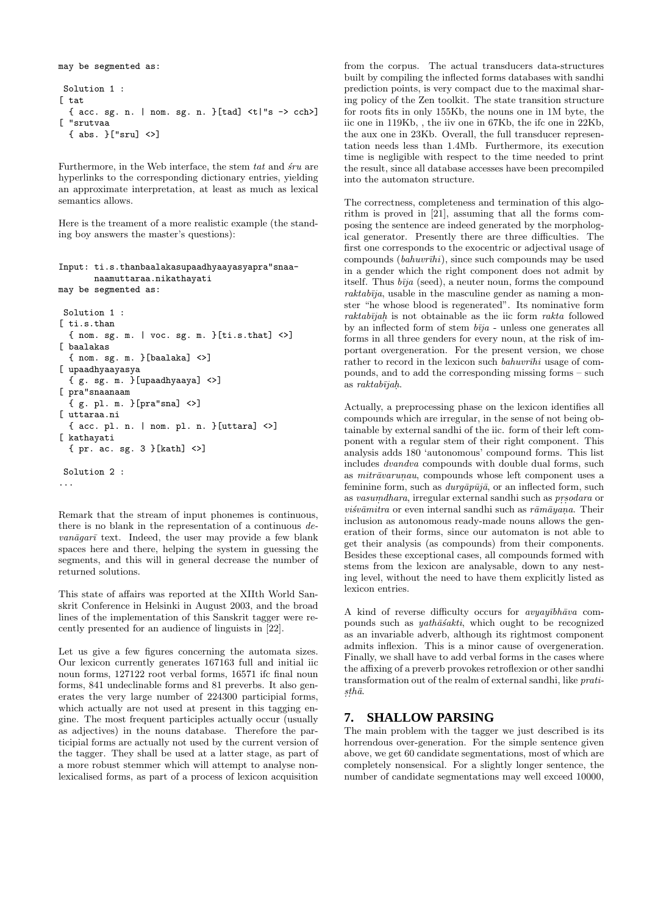```
may be segmented as:

 Solution 1 :
[ tat
  { acc. sg. n. | nom. sg. n. }[tad] <t|"s -> cch>]
[ "srutvaa
  { abs. }["sru] <>]
```

Furthermore, in the Web interface, the stem *tat* and *śru* are hyperlinks to the corresponding dictionary entries, yielding an approximate interpretation, at least as much as lexical semantics allows.

Here is the treament of a more realistic example (the standing boy answers the master's questions):

```
Input: ti.s.thanbaalakasupaadhyaayasyapra"snaa-
       naamuttaraa.nikathayati
may be segmented as:

 Solution 1 :
[ ti.s.than
  { nom. sg. m. | voc. sg. m. }[ti.s.that] <>]
[ baalakas
  { nom. sg. m. }[baalaka] <>]
[ upaadhyaayasya
  { g. sg. m. }[upaadhyaaya] <>]
[ pra"snaanaam
  { g. pl. m. }[pra"sna] <>]
[ uttaraa.ni
  { acc. pl. n. | nom. pl. n. }[uttara] <>]
[ kathayati
  { pr. ac. sg. 3 }[kath] <>]

 Solution 2 :
...
```

Remark that the stream of input phonemes is continuous, there is no blank in the representation of a continuous *devanāgarī* text. Indeed, the user may provide a few blank spaces here and there, helping the system in guessing the segments, and this will in general decrease the number of returned solutions.

This state of affairs was reported at the XIIth World Sanskrit Conference in Helsinki in August 2003, and the broad lines of the implementation of this Sanskrit tagger were recently presented for an audience of linguists in [22].

Let us give a few figures concerning the automata sizes. Our lexicon currently generates 167163 full and initial iic noun forms, 127122 root verbal forms, 16571 ifc final noun forms, 841 undeclinable forms and 81 preverbs. It also generates the very large number of 224300 participial forms, which actually are not used at present in this tagging engine. The most frequent participles actually occur (usually as adjectives) in the nouns database. Therefore the participial forms are actually not used by the current version of the tagger. They shall be used at a latter stage, as part of a more robust stemmer which will attempt to analyse non-lexicalised forms, as part of a process of lexicon acquisition from the corpus. The actual transducers data-structures built by compiling the inflected forms databases with sandhi prediction points, is very compact due to the maximal sharing policy of the Zen toolkit. The state transition structure for roots fits in only 155Kb, the nouns one in 1M byte, the iic one in 119Kb, , the iiv one in 67Kb, the ifc one in 22Kb, the aux one in 23Kb. Overall, the full transducer representation needs less than 1.4Mb. Furthermore, its execution time is negligible with respect to the time needed to print the result, since all database accesses have been precompiled into the automaton structure.

The correctness, completeness and termination of this algorithm is proved in [21], assuming that all the forms composing the sentence are indeed generated by the morphological generator. Presently there are three difficulties. The first one corresponds to the exocentric or adjectival usage of compounds (*bahuvrīhi*), since such compounds may be used in a gender which the right component does not admit by itself. Thus *bīja* (seed), a neuter noun, forms the compound *raktabīja*, usable in the masculine gender as naming a monster "he whose blood is regenerated". Its nominative form *raktabījaḥ* is not obtainable as the iic form *rakta* followed by an inflected form of stem *bīja* - unless one generates all forms in all three genders for every noun, at the risk of important overgeneration. For the present version, we chose rather to record in the lexicon such *bahuvrīhi* usage of compounds, and to add the corresponding missing forms – such as *raktabījaḥ*.

Actually, a preprocessing phase on the lexicon identifies all compounds which are irregular, in the sense of not being obtainable by external sandhi of the iic. form of their left component with a regular stem of their right component. This analysis adds 180 'autonomous' compound forms. This list includes *dvandva* compounds with double dual forms, such as *mitrāvaruṇau*, compounds whose left component uses a feminine form, such as *durgāpūjā*, or an inflected form, such as *vasuṃdhara*, irregular external sandhi such as *pṛṣodara* or *viśvāmitra* or even internal sandhi such as *rāmāyaṇa*. Their inclusion as autonomous ready-made nouns allows the generation of their forms, since our automaton is not able to get their analysis (as compounds) from their components. Besides these exceptional cases, all compounds formed with stems from the lexicon are analysable, down to any nesting level, without the need to have them explicitly listed as lexicon entries.

A kind of reverse difficulty occurs for *avyayībhāva* compounds such as *yathāśakti*, which ought to be recognized as an invariable adverb, although its rightmost component admits inflexion. This is a minor cause of overgeneration. Finally, we shall have to add verbal forms in the cases where the affixing of a preverb provokes retroflexion or other sandhi transformation out of the realm of external sandhi, like *pratiṣṭhā*.

## 7. SHALLOW PARSING

The main problem with the tagger we just described is its horrendous over-generation. For the simple sentence given above, we get 60 candidate segmentations, most of which are completely nonsensical. For a slightly longer sentence, the number of candidate segmentations may well exceed 10000,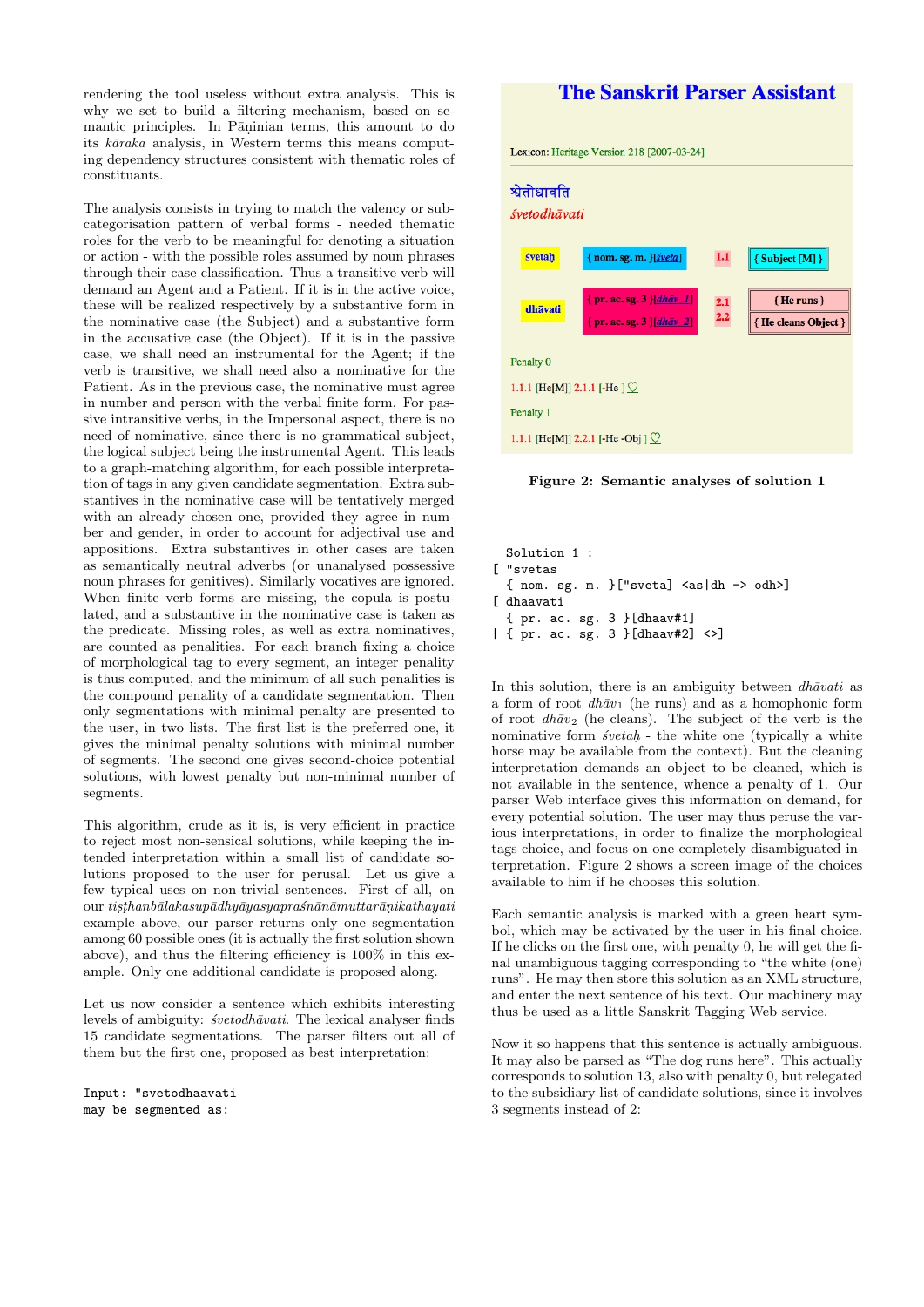rendering the tool useless without extra analysis. This is why we set to build a filtering mechanism, based on semantic principles. In Pāṇinian terms, this amount to do its *kāraka* analysis, in Western terms this means computing dependency structures consistent with thematic roles of constituents.

The analysis consists in trying to match the valency or subcategorisation pattern of verbal forms - needed thematic roles for the verb to be meaningful for denoting a situation or action - with the possible roles assumed by noun phrases through their case classification. Thus a transitive verb will demand an Agent and a Patient. If it is in the active voice, these will be realized respectively by a substantive form in the nominative case (the Subject) and a substantive form in the accusative case (the Object). If it is in the passive case, we shall need an instrumental for the Agent; if the verb is transitive, we shall need also a nominative for the Patient. As in the previous case, the nominative must agree in number and person with the verbal finite form. For passive intransitive verbs, in the Impersonal aspect, there is no need of nominative, since there is no grammatical subject, the logical subject being the instrumental Agent. This leads to a graph-matching algorithm, for each possible interpretation of tags in any given candidate segmentation. Extra substantives in the nominative case will be tentatively merged with an already chosen one, provided they agree in number and gender, in order to account for adjectival use and appositions. Extra substantives in other cases are taken as semantically neutral adverbs (or unanalysed possessive noun phrases for genitives). Similarly vocatives are ignored. When finite verb forms are missing, the copula is postulated, and a substantive in the nominative case is taken as the predicate. Missing roles, as well as extra nominatives, are counted as penalities. For each branch fixing a choice of morphological tag to every segment, an integer penality is thus computed, and the minimum of all such penalities is the compound penality of a candidate segmentation. Then only segmentations with minimal penalty are presented to the user, in two lists. The first list is the preferred one, it gives the minimal penalty solutions with minimal number of segments. The second one gives second-choice potential solutions, with lowest penalty but non-minimal number of segments.

This algorithm, crude as it is, is very efficient in practice to reject most non-sensical solutions, while keeping the intended interpretation within a small list of candidate solutions proposed to the user for perusal. Let us give a few typical uses on non-trivial sentences. First of all, on our *tiṣṭhanbālakasupādhyāyasyapraśnānāmuttarāṇikathayati* example above, our parser returns only one segmentation among 60 possible ones (it is actually the first solution shown above), and thus the filtering efficiency is 100% in this example. Only one additional candidate is proposed along.

Let us now consider a sentence which exhibits interesting levels of ambiguity: *śvetodhāvati*. The lexical analyser finds 15 candidate segmentations. The parser filters out all of them but the first one, proposed as best interpretation:

```
Input: "svetodhaavati
may be segmented as:
```

**The Sanskrit Parser Assistant**

Lexicon: Heritage Version 218 [2007-03-24]

श्वेतोधावति

*śvetodhāvati*

| | | | |
|---|---|---|---|
| śvetaḥ | { nom. sg. m. }[śveta] | 1.1 | { Subject [M] } |
| dhāvati | { pr. ac. sg. 3 }[dhāv_1] | 2.1 | { He runs } |
| | { pr. ac. sg. 3 }[dhāv_2] | 2.2 | { He cleans Object } |

Penalty 0

1.1 [He[M]] 2.1 [-He ] ♡

Penalty 1

1.1 [He[M]] 2.2.1 [-He -Obj ] ♡

**Figure 2: Semantic analyses of solution 1**

```
 Solution 1 :
[ "svetas
  { nom. sg. m. }["sveta] <as|dh -> odh>]
[ dhaavati
  { pr. ac. sg. 3 }[dhaav#1]
| { pr. ac. sg. 3 }[dhaav#2] <>]
```

In this solution, there is an ambiguity between *dhāvati* as a form of root $dhāv_1$ (he runs) and as a homophonic form of root $dhāv_2$ (he cleans). The subject of the verb is the nominative form *śvetaḥ* - the white one (typically a white horse may be available from the context). But the cleaning interpretation demands an object to be cleaned, which is not available in the sentence, whence a penalty of 1. Our parser Web interface gives this information on demand, for every potential solution. The user may thus peruse the various interpretations, in order to finalize the morphological tags choice, and focus on one completely disambiguated interpretation. Figure 2 shows a screen image of the choices available to him if he chooses this solution.

Each semantic analysis is marked with a green heart symbol, which may be activated by the user in his final choice. If he clicks on the first one, with penalty 0, he will get the final unambiguous tagging corresponding to "the white (one) runs". He may then store this solution as an XML structure, and enter the next sentence of his text. Our machinery may thus be used as a little Sanskrit Tagging Web service.

Now it so happens that this sentence is actually ambiguous. It may also be parsed as "The dog runs here". This actually corresponds to solution 13, also with penalty 0, but relegated to the subsidiary list of candidate solutions, since it involves 3 segments instead of 2: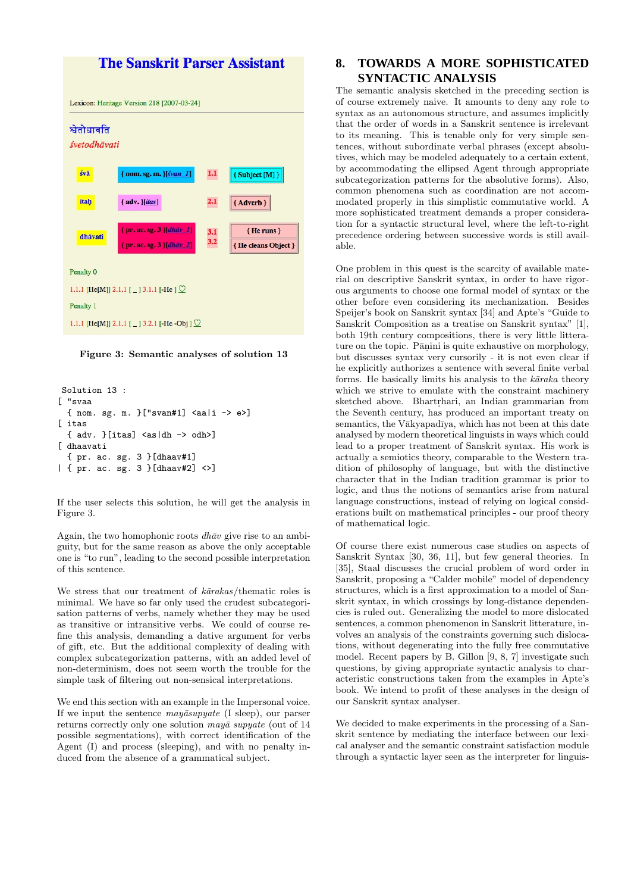The Sanskrit Parser Assistant

Lexicon: Heritage Version 218 [2007-03-24]

श्वेतोधावति
*śvetodhāvati*

| | | | |
|---|---|---|---|
| śvā | { nom. sg. m. }[śvan_1] | 1.1 | { Subject [M] } |
| itaḥ | { adv. }[itas] | 2.1 | { Adverb } |
| dhāvati | { pr. ac. sg. 3 }[dhāv_1] | 3.1 | { He runs } |
| | { pr. ac. sg. 3 }[dhāv_2] | 3.2 | { He cleans Object } |

Penalty 0

1.1.1 [He[M]] 2.1.1 [ _ ] 3.1.1 [-He ] ♡

Penalty 1

1.1.1 [He[M]] 2.1.1 [ _ ] 3.2.1 [-He -Obj ] ♡

**Figure 3: Semantic analyses of solution 13**

```
Solution 13 :
[ "svaa
  { nom. sg. m. }["svan#1] <aa|i -> e>]
[ itas
  { adv. }[itas] <as|dh -> odh>]
[ dhaavati
  { pr. ac. sg. 3 }[dhaav#1]
| { pr. ac. sg. 3 }[dhaav#2] <>]
```

If the user selects this solution, he will get the analysis in Figure 3.

Again, the two homophonic roots *dhāv* give rise to an ambiguity, but for the same reason as above the only acceptable one is "to run", leading to the second possible interpretation of this sentence.

We stress that our treatment of *kārakas*/thematic roles is minimal. We have so far only used the crudest subcategorisation patterns of verbs, namely whether they may be used as transitive or intransitive verbs. We could of course refine this analysis, demanding a dative argument for verbs of gift, etc. But the additional complexity of dealing with complex subcategorization patterns, with an added level of non-determinism, does not seem worth the trouble for the simple task of filtering out non-sensical interpretations.

We end this section with an example in the Impersonal voice. If we input the sentence *mayāsupyate* (I sleep), our parser returns correctly only one solution *mayā supyate* (out of 14 possible segmentations), with correct identification of the Agent (I) and process (sleeping), and with no penalty induced from the absence of a grammatical subject.

## 8. TOWARDS A MORE SOPHISTICATED SYNTACTIC ANALYSIS

The semantic analysis sketched in the preceding section is of course extremely naive. It amounts to deny any role to syntax as an autonomous structure, and assumes implicitly that the order of words in a Sanskrit sentence is irrelevant to its meaning. This is tenable only for very simple sentences, without subordinate verbal phrases (except absolutives, which may be modeled adequately to a certain extent, by accommodating the ellipsed Agent through appropriate subcategorization patterns for the absolutive forms). Also, common phenomena such as coordination are not accommodated properly in this simplistic commutative world. A more sophisticated treatment demands a proper consideration for a syntactic structural level, where the left-to-right precedence ordering between successive words is still available.

One problem in this quest is the scarcity of available material on descriptive Sanskrit syntax, in order to have rigorous arguments to choose one formal model of syntax or the other before even considering its mechanization. Besides Speijer's book on Sanskrit syntax [34] and Apte's "Guide to Sanskrit Composition as a treatise on Sanskrit syntax" [1], both 19th century compositions, there is very little litterature on the topic. Pāṇini is quite exhaustive on morphology, but discusses syntax very cursorily - it is not even clear if he explicitly authorizes a sentence with several finite verbal forms. He basically limits his analysis to the *kāraka* theory which we strive to emulate with the constraint machinery sketched above. Bhartṛhari, an Indian grammarian from the Seventh century, has produced an important treaty on semantics, the Vākyapadīya, which has not been at this date analysed by modern theoretical linguists in ways which could lead to a proper treatment of Sanskrit syntax. His work is actually a semiotics theory, comparable to the Western tradition of philosophy of language, but with the distinctive character that in the Indian tradition grammar is prior to logic, and thus the notions of semantics arise from natural language constructions, instead of relying on logical considerations built on mathematical principles - our proof theory of mathematical logic.

Of course there exist numerous case studies on aspects of Sanskrit Syntax [30, 36, 11], but few general theories. In [35], Staal discusses the crucial problem of word order in Sanskrit, proposing a "Calder mobile" model of dependency structures, which is a first approximation to a model of Sanskrit syntax, in which crossings by long-distance dependencies is ruled out. Generalizing the model to more dislocated sentences, a common phenomenon in Sanskrit litterature, involves an analysis of the constraints governing such dislocations, without degenerating into the fully free commutative model. Recent papers by B. Gillon [9, 8, 7] investigate such questions, by giving appropriate syntactic analysis to characteristic constructions taken from the examples in Apte's book. We intend to profit of these analyses in the design of our Sanskrit syntax analyser.

We decided to make experiments in the processing of a Sanskrit sentence by mediating the interface between our lexical analyser and the semantic constraint satisfaction module through a syntactic layer seen as the interpreter for linguis-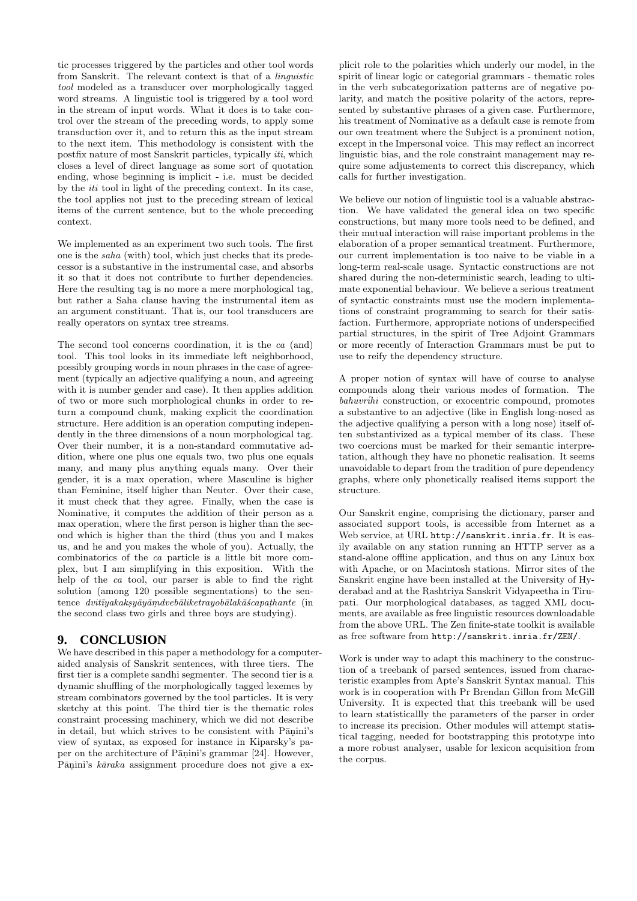tic processes triggered by the particles and other tool words from Sanskrit. The relevant context is that of a *linguistic tool* modeled as a transducer over morphologically tagged word streams. A linguistic tool is triggered by a tool word in the stream of input words. What it does is to take control over the stream of the preceding words, to apply some transduction over it, and to return this as the input stream to the next item. This methodology is consistent with the postfix nature of most Sanskrit particles, typically *iti*, which closes a level of direct language as some sort of quotation ending, whose beginning is implicit - i.e. must be decided by the *iti* tool in light of the preceding context. In its case, the tool applies not just to the preceding stream of lexical items of the current sentence, but to the whole preceeding context.

We implemented as an experiment two such tools. The first one is the *saha* (with) tool, which just checks that its predecessor is a substantive in the instrumental case, and absorbs it so that it does not contribute to further dependencies. Here the resulting tag is no more a mere morphological tag, but rather a Saha clause having the instrumental item as an argument constituant. That is, our tool transducers are really operators on syntax tree streams.

The second tool concerns coordination, it is the *ca* (and) tool. This tool looks in its immediate left neighborhood, possibly grouping words in noun phrases in the case of agreement (typically an adjective qualifying a noun, and agreeing with it is number gender and case). It then applies addition of two or more such morphological chunks in order to return a compound chunk, making explicit the coordination structure. Here addition is an operation computing independently in the three dimensions of a noun morphological tag. Over their number, it is a non-standard commutative addition, where one plus one equals two, two plus one equals many, and many plus anything equals many. Over their gender, it is a max operation, where Masculine is higher than Feminine, itself higher than Neuter. Over their case, it must check that they agree. Finally, when the case is Nominative, it computes the addition of their person as a max operation, where the first person is higher than the second which is higher than the third (thus you and I makes us, and he and you makes the whole of you). Actually, the combinatorics of the *ca* particle is a little bit more complex, but I am simplifying in this exposition. With the help of the *ca* tool, our parser is able to find the right solution (among 120 possible segmentations) to the sentence *dvitīyakakṣyāyāṃdvebāliketrayobālakāścapaṭhante* (in the second class two girls and three boys are studying).

## 9. CONCLUSION

We have described in this paper a methodology for a computer-aided analysis of Sanskrit sentences, with three tiers. The first tier is a complete sandhi segmenter. The second tier is a dynamic shuffling of the morphologically tagged lexemes by stream combinators governed by the tool particles. It is very sketchy at this point. The third tier is the thematic roles constraint processing machinery, which we did not describe in detail, but which strives to be consistent with Pāṇini's view of syntax, as exposed for instance in Kiparsky's paper on the architecture of Pāṇini's grammar [24]. However, Pāṇini's *kāraka* assignment procedure does not give a explicit role to the polarities which underly our model, in the spirit of linear logic or categorial grammars - thematic roles in the verb subcategorization patterns are of negative polarity, and match the positive polarity of the actors, represented by substantive phrases of a given case. Furthermore, his treatment of Nominative as a default case is remote from our own treatment where the Subject is a prominent notion, except in the Impersonal voice. This may reflect an incorrect linguistic bias, and the role constraint management may require some adjustements to correct this discrepancy, which calls for further investigation.

We believe our notion of linguistic tool is a valuable abstraction. We have validated the general idea on two specific constructions, but many more tools need to be defined, and their mutual interaction will raise important problems in the elaboration of a proper semantical treatment. Furthermore, our current implementation is too naive to be viable in a long-term real-scale usage. Syntactic constructions are not shared during the non-deterministic search, leading to ultimate exponential behaviour. We believe a serious treatment of syntactic constraints must use the modern implementations of constraint programming to search for their satisfaction. Furthermore, appropriate notions of underspecified partial structures, in the spirit of Tree Adjoint Grammars or more recently of Interaction Grammars must be put to use to reify the dependency structure.

A proper notion of syntax will have of course to analyse compounds along their various modes of formation. The *bahuvrīhi* construction, or exocentric compound, promotes a substantive to an adjective (like in English long-nosed as the adjective qualifying a person with a long nose) itself often substantivized as a typical member of its class. These two coercions must be marked for their semantic interpretation, although they have no phonetic realisation. It seems unavoidable to depart from the tradition of pure dependency graphs, where only phonetically realised items support the structure.

Our Sanskrit engine, comprising the dictionary, parser and associated support tools, is accessible from Internet as a Web service, at URL `http://sanskrit.inria.fr`. It is easily available on any station running an HTTP server as a stand-alone offline application, and thus on any Linux box with Apache, or on Macintosh stations. Mirror sites of the Sanskrit engine have been installed at the University of Hyderabad and at the Rashtriya Sanskrit Vidyapeetha in Tirupati. Our morphological databases, as tagged XML documents, are available as free linguistic resources downloadable from the above URL. The Zen finite-state toolkit is available as free software from `http://sanskrit.inria.fr/ZEN/`.

Work is under way to adapt this machinery to the construction of a treebank of parsed sentences, issued from characteristic examples from Apte's Sanskrit Syntax manual. This work is in cooperation with Pr Brendan Gillon from McGill University. It is expected that this treebank will be used to learn statisticallly the parameters of the parser in order to increase its precision. Other modules will attempt statistical tagging, needed for bootstrapping this prototype into a more robust analyser, usable for lexicon acquisition from the corpus.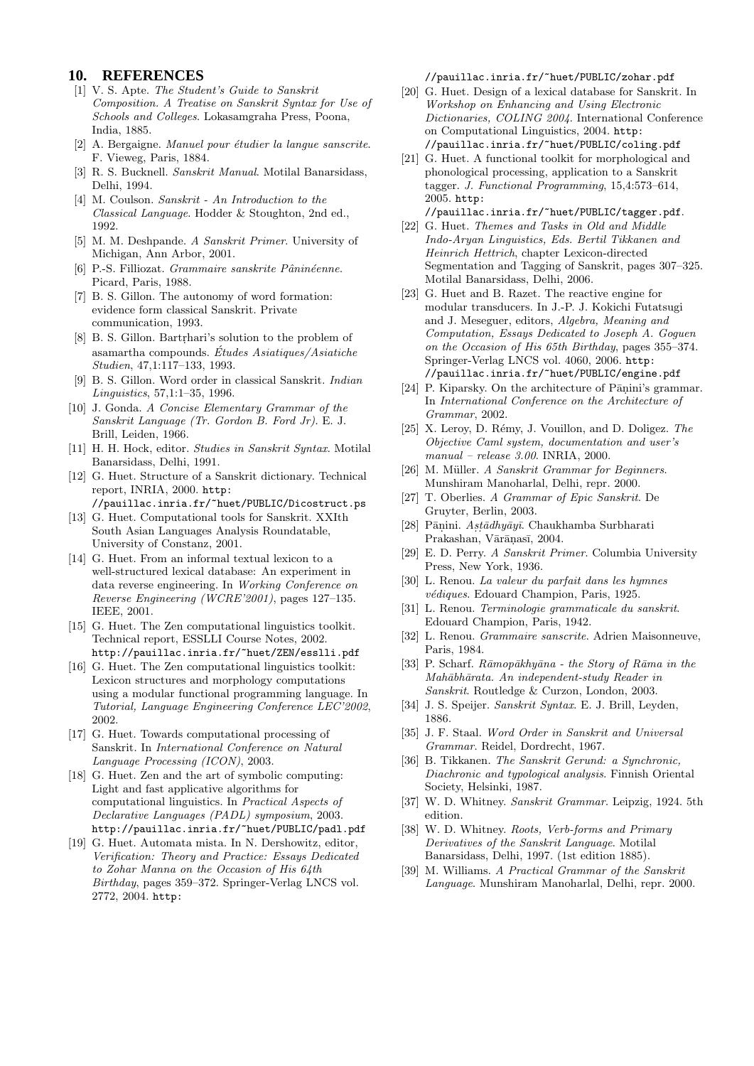## 10. REFERENCES

[1] V. S. Apte. *The Student's Guide to Sanskrit Composition. A Treatise on Sanskrit Syntax for Use of Schools and Colleges*. Lokasamgraha Press, Poona, India, 1885.

[2] A. Bergaigne. *Manuel pour étudier la langue sanscrite*. F. Vieweg, Paris, 1884.

[3] R. S. Bucknell. *Sanskrit Manual*. Motilal Banarsidass, Delhi, 1994.

[4] M. Coulson. *Sanskrit - An Introduction to the Classical Language*. Hodder & Stoughton, 2nd ed., 1992.

[5] M. M. Deshpande. *A Sanskrit Primer*. University of Michigan, Ann Arbor, 2001.

[6] P.-S. Filliozat. *Grammaire sanskrite Pâninéenne*. Picard, Paris, 1988.

[7] B. S. Gillon. The autonomy of word formation: evidence form classical Sanskrit. Private communication, 1993.

[8] B. S. Gillon. Bartṛhari's solution to the problem of asamartha compounds. *Études Asiatiques/Asiatiche Studien*, 47,1:117–133, 1993.

[9] B. S. Gillon. Word order in classical Sanskrit. *Indian Linguistics*, 57,1:1–35, 1996.

[10] J. Gonda. *A Concise Elementary Grammar of the Sanskrit Language (Tr. Gordon B. Ford Jr)*. E. J. Brill, Leiden, 1966.

[11] H. H. Hock, editor. *Studies in Sanskrit Syntax*. Motilal Banarsidass, Delhi, 1991.

[12] G. Huet. Structure of a Sanskrit dictionary. Technical report, INRIA, 2000. http://pauillac.inria.fr/~huet/PUBLIC/Dicostruct.ps

[13] G. Huet. Computational tools for Sanskrit. XXIth South Asian Languages Analysis Roundatable, University of Constanz, 2001.

[14] G. Huet. From an informal textual lexicon to a well-structured lexical database: An experiment in data reverse engineering. In *Working Conference on Reverse Engineering (WCRE'2001)*, pages 127–135. IEEE, 2001.

[15] G. Huet. The Zen computational linguistics toolkit. Technical report, ESSLLI Course Notes, 2002. http://pauillac.inria.fr/~huet/ZEN/esslli.pdf

[16] G. Huet. The Zen computational linguistics toolkit: Lexicon structures and morphology computations using a modular functional programming language. In *Tutorial, Language Engineering Conference LEC'2002*, 2002.

[17] G. Huet. Towards computational processing of Sanskrit. In *International Conference on Natural Language Processing (ICON)*, 2003.

[18] G. Huet. Zen and the art of symbolic computing: Light and fast applicative algorithms for computational linguistics. In *Practical Aspects of Declarative Languages (PADL) symposium*, 2003. http://pauillac.inria.fr/~huet/PUBLIC/padl.pdf

[19] G. Huet. Automata mista. In N. Dershowitz, editor, *Verification: Theory and Practice: Essays Dedicated to Zohar Manna on the Occasion of His 64th Birthday*, pages 359–372. Springer-Verlag LNCS vol. 2772, 2004. http://pauillac.inria.fr/~huet/PUBLIC/zohar.pdf

[20] G. Huet. Design of a lexical database for Sanskrit. In *Workshop on Enhancing and Using Electronic Dictionaries, COLING 2004*. International Conference on Computational Linguistics, 2004. http://pauillac.inria.fr/~huet/PUBLIC/coling.pdf

[21] G. Huet. A functional toolkit for morphological and phonological processing, application to a Sanskrit tagger. *J. Functional Programming*, 15,4:573–614, 2005. http://pauillac.inria.fr/~huet/PUBLIC/tagger.pdf.

[22] G. Huet. *Themes and Tasks in Old and Middle Indo-Aryan Linguistics, Eds. Bertil Tikkanen and Heinrich Hettrich*, chapter Lexicon-directed Segmentation and Tagging of Sanskrit, pages 307–325. Motilal Banarsidass, Delhi, 2006.

[23] G. Huet and B. Razet. The reactive engine for modular transducers. In J.-P. J. Kokichi Futatsugi and J. Meseguer, editors, *Algebra, Meaning and Computation, Essays Dedicated to Joseph A. Goguen on the Occasion of His 65th Birthday*, pages 355–374. Springer-Verlag LNCS vol. 4060, 2006. http://pauillac.inria.fr/~huet/PUBLIC/engine.pdf

[24] P. Kiparsky. On the architecture of Pāṇini's grammar. In *International Conference on the Architecture of Grammar*, 2002.

[25] X. Leroy, D. Rémy, J. Vouillon, and D. Doligez. *The Objective Caml system, documentation and user's manual – release 3.00*. INRIA, 2000.

[26] M. Müller. *A Sanskrit Grammar for Beginners*. Munshiram Manoharlal, Delhi, repr. 2000.

[27] T. Oberlies. *A Grammar of Epic Sanskrit*. De Gruyter, Berlin, 2003.

[28] Pāṇini. *Aṣṭādhyāyī*. Chaukhamba Surbharati Prakashan, Vārāṇasī, 2004.

[29] E. D. Perry. *A Sanskrit Primer*. Columbia University Press, New York, 1936.

[30] L. Renou. *La valeur du parfait dans les hymnes védiques*. Edouard Champion, Paris, 1925.

[31] L. Renou. *Terminologie grammaticale du sanskrit*. Edouard Champion, Paris, 1942.

[32] L. Renou. *Grammaire sanscrite*. Adrien Maisonneuve, Paris, 1984.

[33] P. Scharf. *Rāmopākhyāna - the Story of Rāma in the Mahābhārata. An independent-study Reader in Sanskrit*. Routledge & Curzon, London, 2003.

[34] J. S. Speijer. *Sanskrit Syntax*. E. J. Brill, Leyden, 1886.

[35] J. F. Staal. *Word Order in Sanskrit and Universal Grammar*. Reidel, Dordrecht, 1967.

[36] B. Tikkanen. *The Sanskrit Gerund: a Synchronic, Diachronic and typological analysis*. Finnish Oriental Society, Helsinki, 1987.

[37] W. D. Whitney. *Sanskrit Grammar*. Leipzig, 1924. 5th edition.

[38] W. D. Whitney. *Roots, Verb-forms and Primary Derivatives of the Sanskrit Language*. Motilal Banarsidass, Delhi, 1997. (1st edition 1885).

[39] M. Williams. *A Practical Grammar of the Sanskrit Language*. Munshiram Manoharlal, Delhi, repr. 2000.